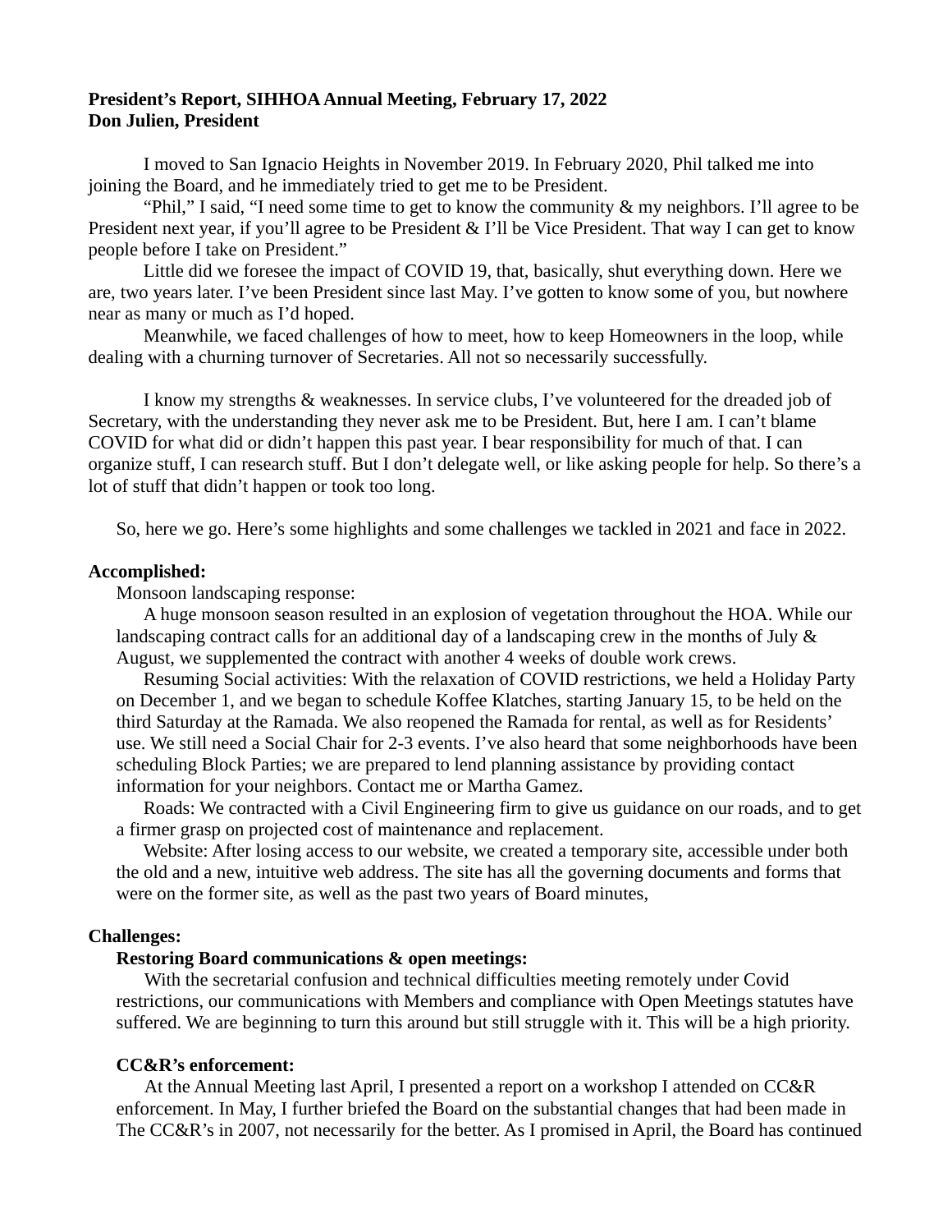**President's Report, SIHHOA Annual Meeting, February 17, 2022**
**Don Julien, President**

I moved to San Ignacio Heights in November 2019. In February 2020, Phil talked me into joining the Board, and he immediately tried to get me to be President.

"Phil," I said, "I need some time to get to know the community & my neighbors. I'll agree to be President next year, if you'll agree to be President & I'll be Vice President. That way I can get to know people before I take on President."

Little did we foresee the impact of COVID 19, that, basically, shut everything down. Here we are, two years later. I've been President since last May. I've gotten to know some of you, but nowhere near as many or much as I'd hoped.

Meanwhile, we faced challenges of how to meet, how to keep Homeowners in the loop, while dealing with a churning turnover of Secretaries. All not so necessarily successfully.

I know my strengths & weaknesses. In service clubs, I've volunteered for the dreaded job of Secretary, with the understanding they never ask me to be President. But, here I am. I can't blame COVID for what did or didn't happen this past year. I bear responsibility for much of that. I can organize stuff, I can research stuff. But I don't delegate well, or like asking people for help. So there's a lot of stuff that didn't happen or took too long.

So, here we go. Here's some highlights and some challenges we tackled in 2021 and face in 2022.

**Accomplished:**

Monsoon landscaping response:

A huge monsoon season resulted in an explosion of vegetation throughout the HOA. While our landscaping contract calls for an additional day of a landscaping crew in the months of July & August, we supplemented the contract with another 4 weeks of double work crews.

Resuming Social activities: With the relaxation of COVID restrictions, we held a Holiday Party on December 1, and we began to schedule Koffee Klatches, starting January 15, to be held on the third Saturday at the Ramada. We also reopened the Ramada for rental, as well as for Residents' use. We still need a Social Chair for 2-3 events. I've also heard that some neighborhoods have been scheduling Block Parties; we are prepared to lend planning assistance by providing contact information for your neighbors. Contact me or Martha Gamez.

Roads: We contracted with a Civil Engineering firm to give us guidance on our roads, and to get a firmer grasp on projected cost of maintenance and replacement.

Website: After losing access to our website, we created a temporary site, accessible under both the old and a new, intuitive web address. The site has all the governing documents and forms that were on the former site, as well as the past two years of Board minutes,

**Challenges:**

**Restoring Board communications & open meetings:**

With the secretarial confusion and technical difficulties meeting remotely under Covid restrictions, our communications with Members and compliance with Open Meetings statutes have suffered. We are beginning to turn this around but still struggle with it. This will be a high priority.

**CC&R's enforcement:**

At the Annual Meeting last April, I presented a report on a workshop I attended on CC&R enforcement. In May, I further briefed the Board on the substantial changes that had been made in The CC&R's in 2007, not necessarily for the better. As I promised in April, the Board has continued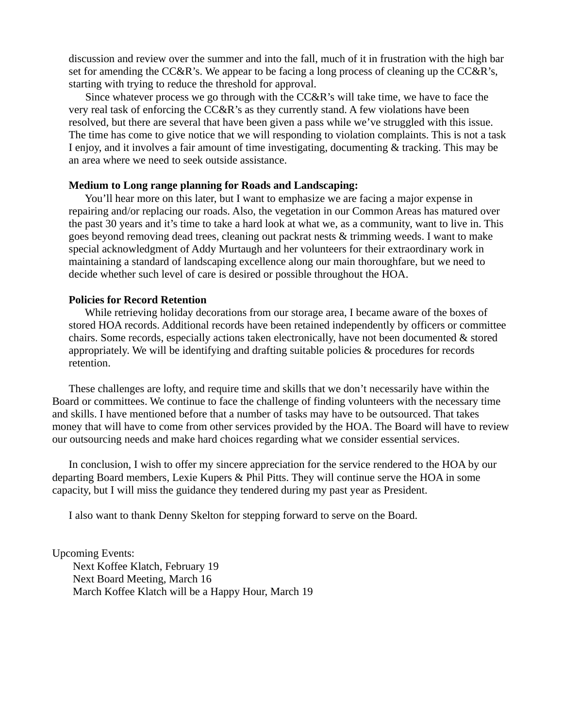discussion and review over the summer and into the fall, much of it in frustration with the high bar set for amending the CC&R's. We appear to be facing a long process of cleaning up the CC&R's, starting with trying to reduce the threshold for approval.

Since whatever process we go through with the CC&R's will take time, we have to face the very real task of enforcing the CC&R's as they currently stand. A few violations have been resolved, but there are several that have been given a pass while we've struggled with this issue. The time has come to give notice that we will responding to violation complaints. This is not a task I enjoy, and it involves a fair amount of time investigating, documenting & tracking. This may be an area where we need to seek outside assistance.

**Medium to Long range planning for Roads and Landscaping:**

You'll hear more on this later, but I want to emphasize we are facing a major expense in repairing and/or replacing our roads. Also, the vegetation in our Common Areas has matured over the past 30 years and it's time to take a hard look at what we, as a community, want to live in. This goes beyond removing dead trees, cleaning out packrat nests & trimming weeds. I want to make special acknowledgment of Addy Murtaugh and her volunteers for their extraordinary work in maintaining a standard of landscaping excellence along our main thoroughfare, but we need to decide whether such level of care is desired or possible throughout the HOA.

**Policies for Record Retention**

While retrieving holiday decorations from our storage area, I became aware of the boxes of stored HOA records. Additional records have been retained independently by officers or committee chairs. Some records, especially actions taken electronically, have not been documented & stored appropriately. We will be identifying and drafting suitable policies & procedures for records retention.

These challenges are lofty, and require time and skills that we don't necessarily have within the Board or committees. We continue to face the challenge of finding volunteers with the necessary time and skills. I have mentioned before that a number of tasks may have to be outsourced. That takes money that will have to come from other services provided by the HOA. The Board will have to review our outsourcing needs and make hard choices regarding what we consider essential services.

In conclusion, I wish to offer my sincere appreciation for the service rendered to the HOA by our departing Board members, Lexie Kupers & Phil Pitts. They will continue serve the HOA in some capacity, but I will miss the guidance they tendered during my past year as President.

I also want to thank Denny Skelton for stepping forward to serve on the Board.

Upcoming Events:

- Next Koffee Klatch, February 19
- Next Board Meeting, March 16
- March Koffee Klatch will be a Happy Hour, March 19